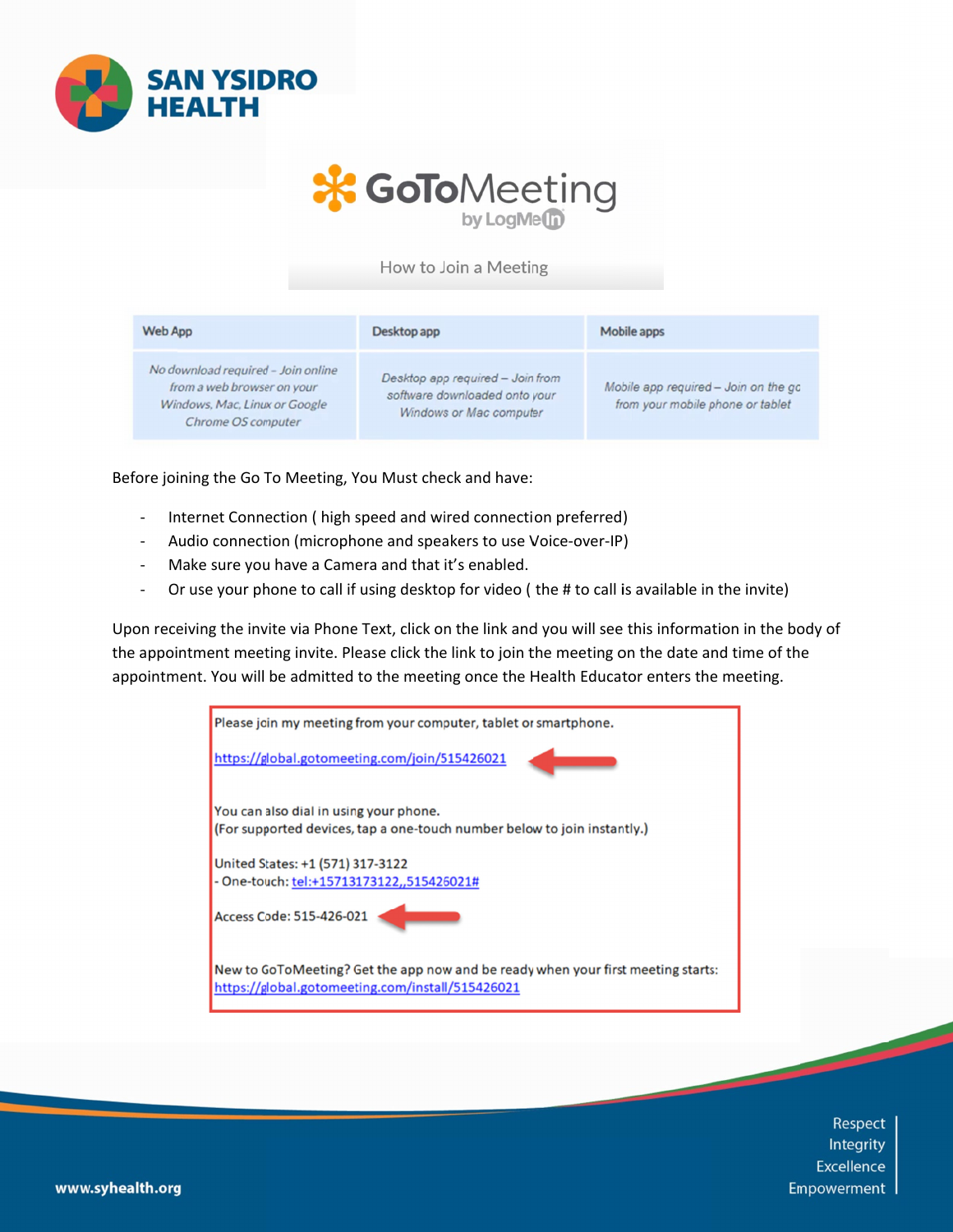# SAN YSIDRO HEALTH

## GoToMeeting by LogMeIn

### How to Join a Meeting

| Web App | Desktop app | Mobile apps |
|---|---|---|
| *No download required – Join online from a web browser on your Windows, Mac, Linux or Google Chrome OS computer* | *Desktop app required – Join from software downloaded onto your Windows or Mac computer* | *Mobile app required – Join on the go from your mobile phone or tablet* |

Before joining the Go To Meeting, You Must check and have:

- Internet Connection ( high speed and wired connection preferred)
- Audio connection (microphone and speakers to use Voice-over-IP)
- Make sure you have a Camera and that it's enabled.
- Or use your phone to call if using desktop for video ( the # to call is available in the invite)

Upon receiving the invite via Phone Text, click on the link and you will see this information in the body of the appointment meeting invite. Please click the link to join the meeting on the date and time of the appointment. You will be admitted to the meeting once the Health Educator enters the meeting.

> Please join my meeting from your computer, tablet or smartphone.
>
> https://global.gotomeeting.com/join/515426021
>
> You can also dial in using your phone.
> (For supported devices, tap a one-touch number below to join instantly.)
>
> United States: +1 (571) 317-3122
> - One-touch: tel:+15713173122,,515426021#
>
> Access Code: 515-426-021
>
> New to GoToMeeting? Get the app now and be ready when your first meeting starts:
> https://global.gotomeeting.com/install/515426021

www.syhealth.org

Respect
Integrity
Excellence
Empowerment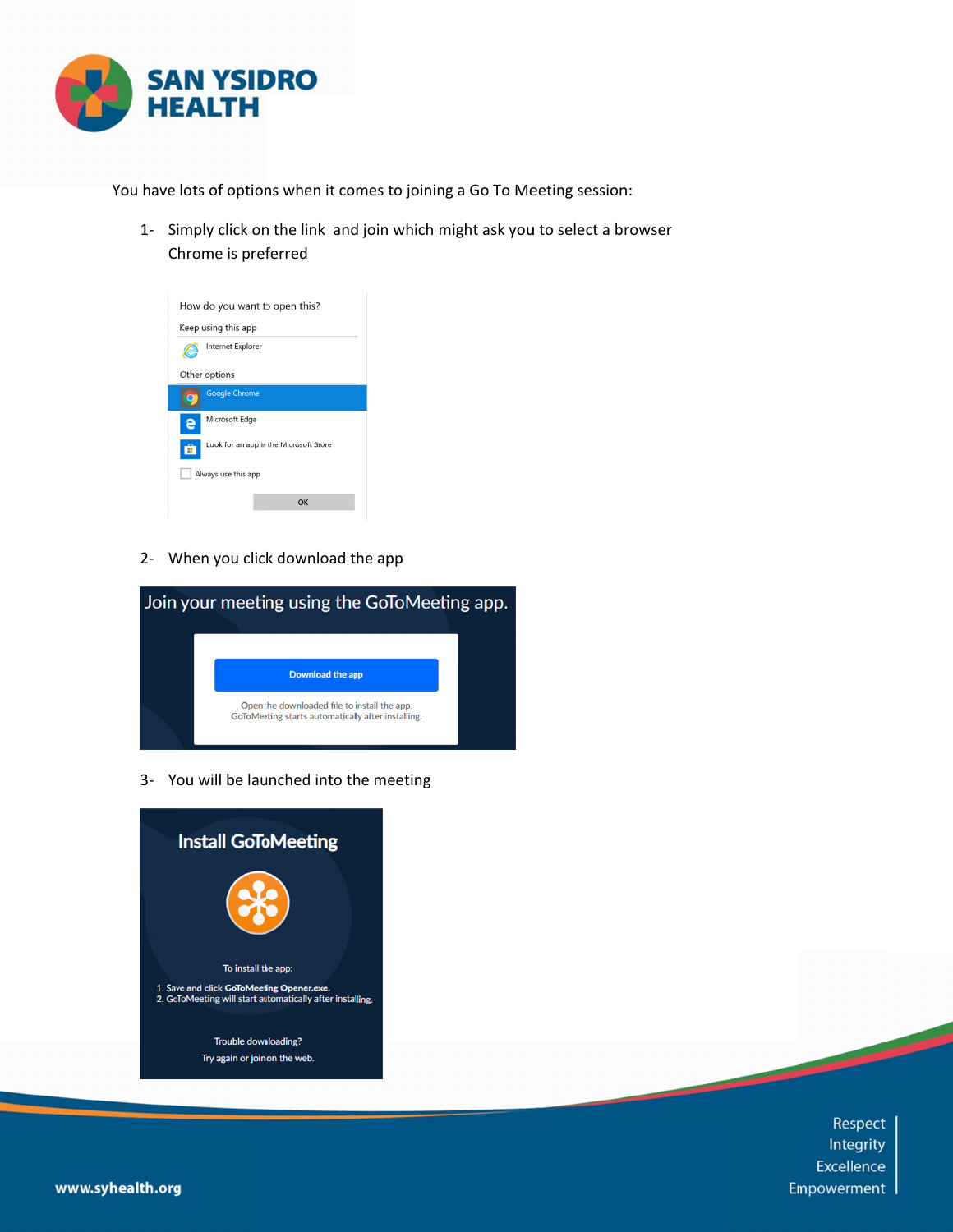You have lots of options when it comes to joining a Go To Meeting session:

1- Simply click on the link and join which might ask you to select a browser Chrome is preferred

How do you want to open this?

Keep using this app

Internet Explorer

Other options

Google Chrome

Microsoft Edge

Look for an app in the Microsoft Store

Always use this app

OK

2- When you click download the app

Join your meeting using the GoToMeeting app.

Download the app

Open the downloaded file to install the app.
GoToMeeting starts automatically after installing.

3- You will be launched into the meeting

Install GoToMeeting

To install the app:

1. Save and click GoToMeeting Opener.exe.
2. GoToMeeting will start automatically after installing.

Trouble downloading?
Try again or join on the web.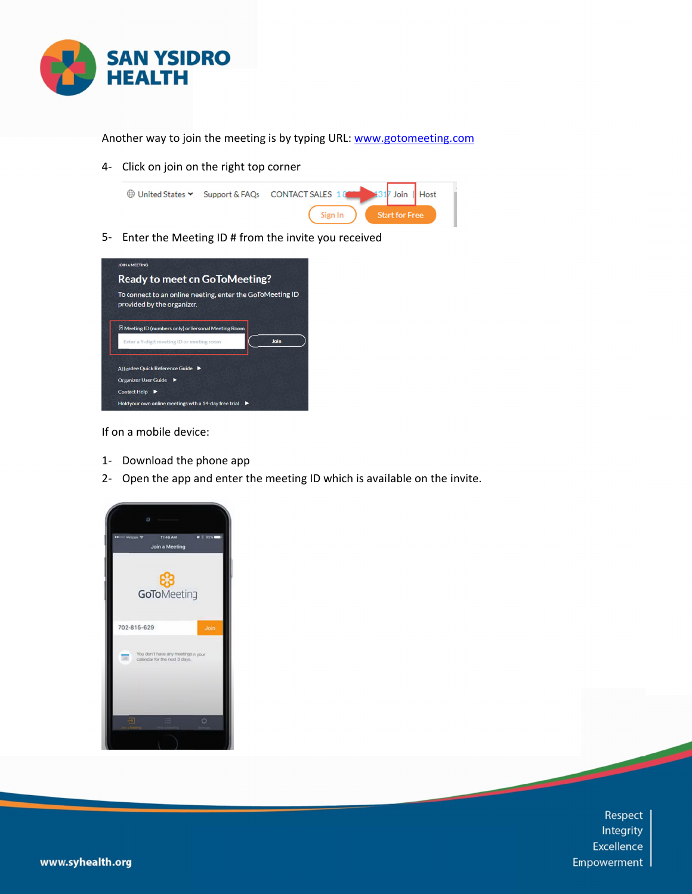Another way to join the meeting is by typing URL: [www.gotomeeting.com](http://www.gotomeeting.com)

4- Click on join on the right top corner

5- Enter the Meeting ID # from the invite you received

If on a mobile device:

1- Download the phone app
2- Open the app and enter the meeting ID which is available on the invite.